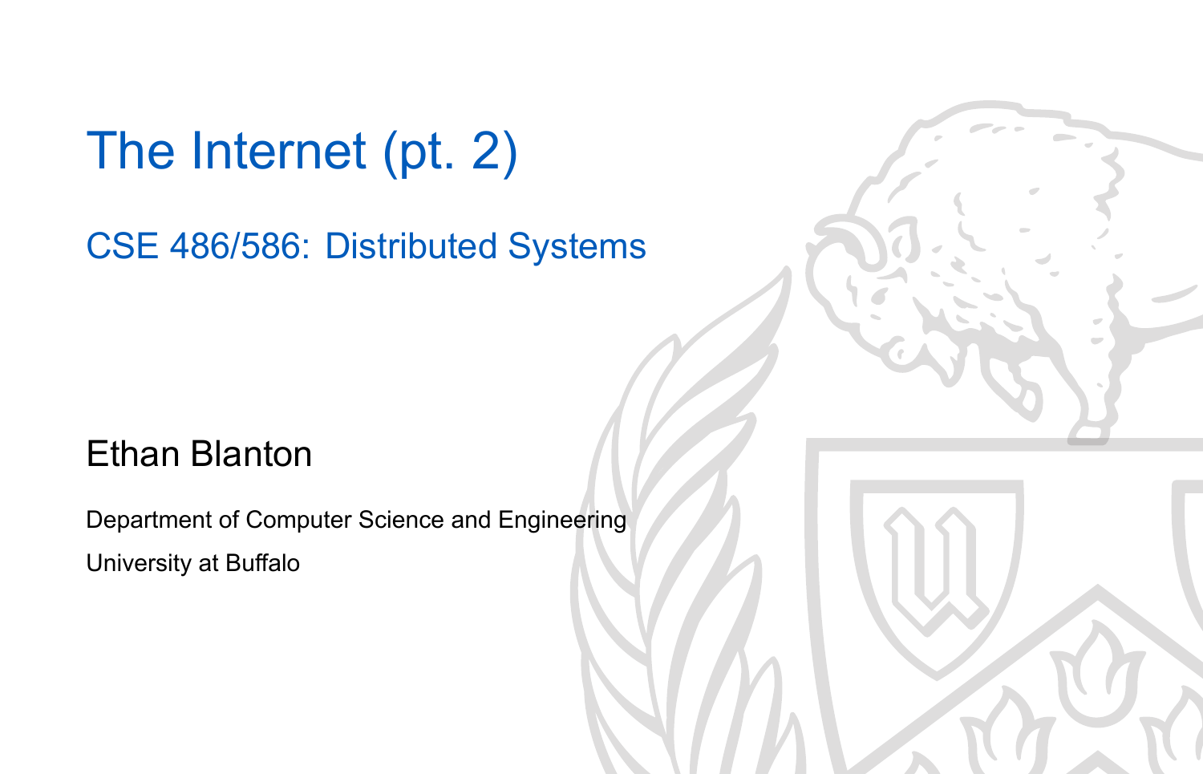# The Internet (pt. 2)

## CSE 486/586: Distributed Systems

Ethan Blanton

Department of Computer Science and Engineering

University at Buffalo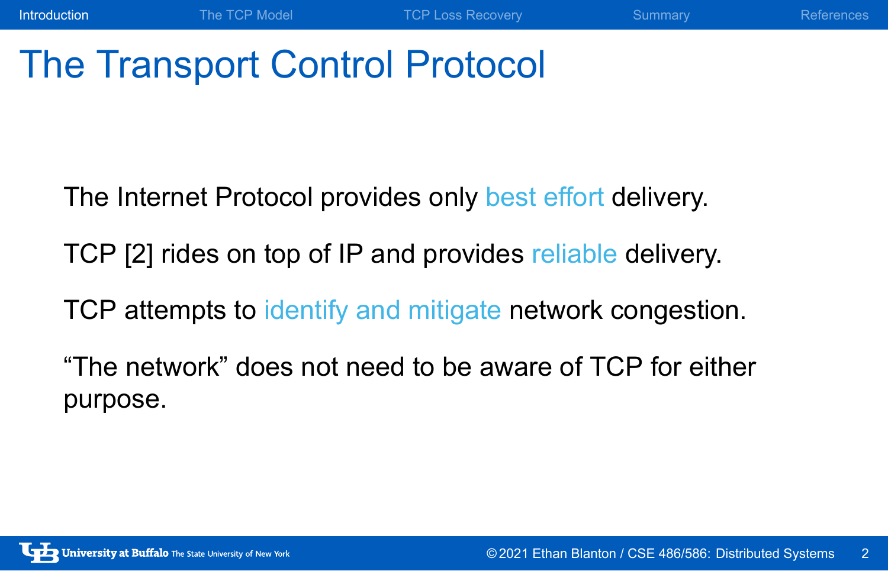# The Transport Control Protocol

The Internet Protocol provides only best effort delivery.

TCP [2] rides on top of IP and provides reliable delivery.

TCP attempts to identify and mitigate network congestion.

"The network" does not need to be aware of TCP for either purpose.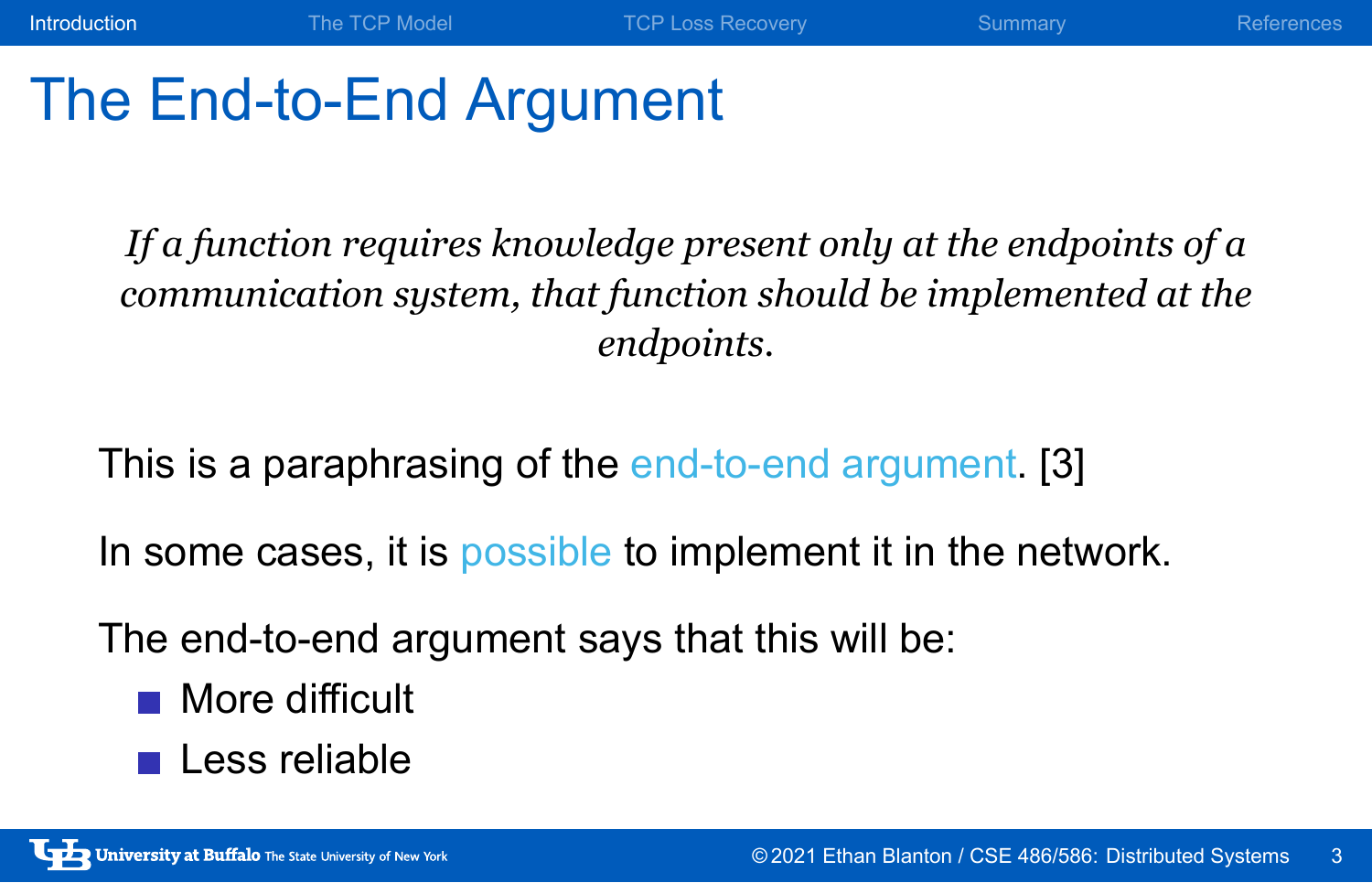# The End-to-End Argument

*If a function requires knowledge present only at the endpoints of a communication system, that function should be implemented at the endpoints.*

This is a paraphrasing of the end-to-end argument. [3]

In some cases, it is possible to implement it in the network.

The end-to-end argument says that this will be:

- More difficult
- Less reliable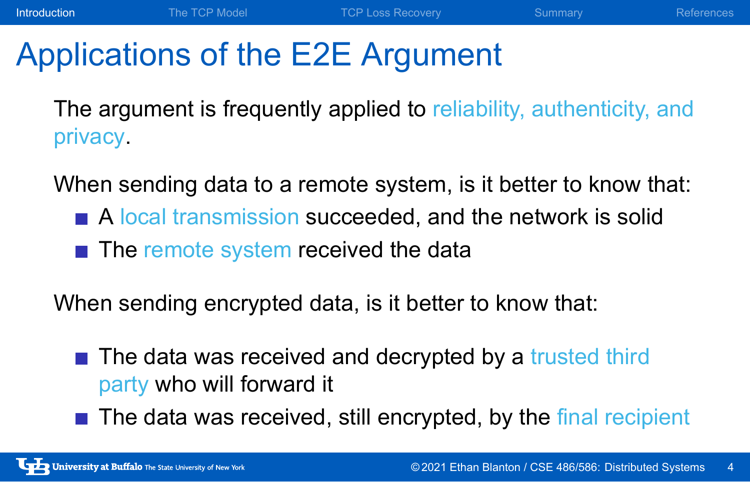# Applications of the E2E Argument

The argument is frequently applied to reliability, authenticity, and privacy.

When sending data to a remote system, is it better to know that:

- A local transmission succeeded, and the network is solid
- The remote system received the data

When sending encrypted data, is it better to know that:

- The data was received and decrypted by a trusted third party who will forward it
- The data was received, still encrypted, by the final recipient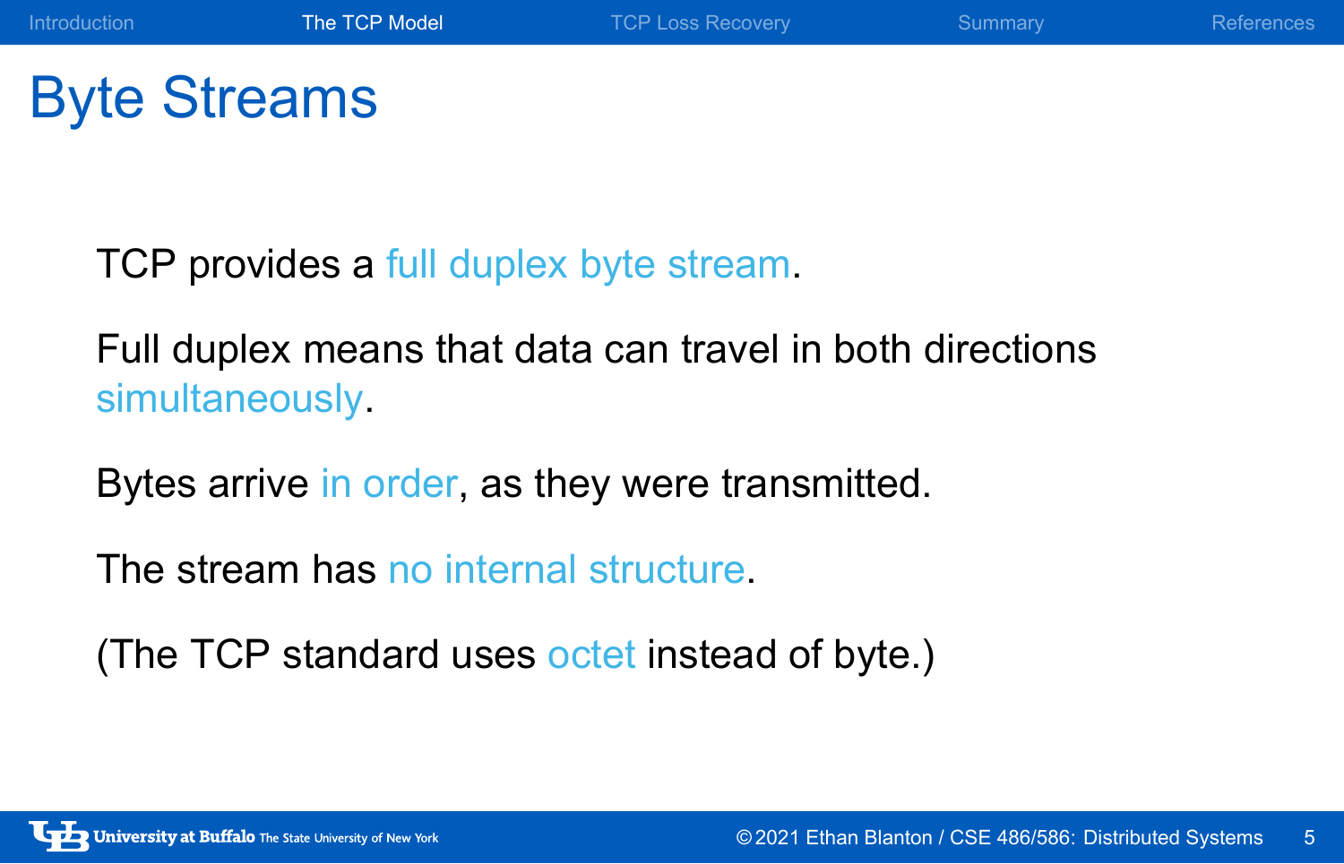# Byte Streams

TCP provides a full duplex byte stream.

Full duplex means that data can travel in both directions simultaneously.

Bytes arrive in order, as they were transmitted.

The stream has no internal structure.

(The TCP standard uses octet instead of byte.)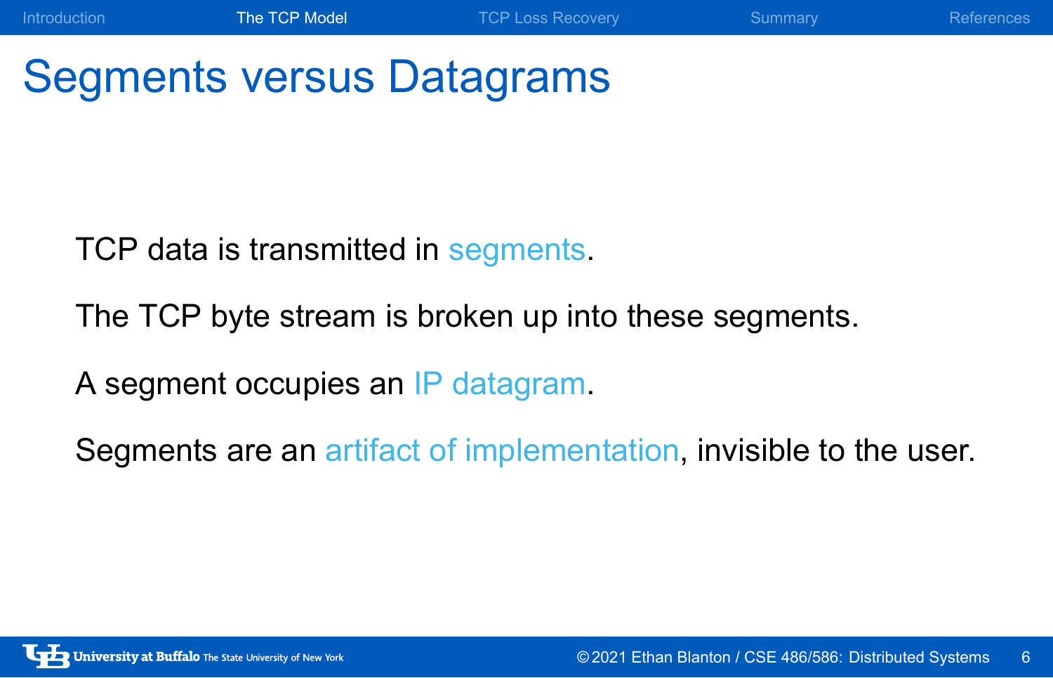# Segments versus Datagrams

TCP data is transmitted in segments.

The TCP byte stream is broken up into these segments.

A segment occupies an IP datagram.

Segments are an artifact of implementation, invisible to the user.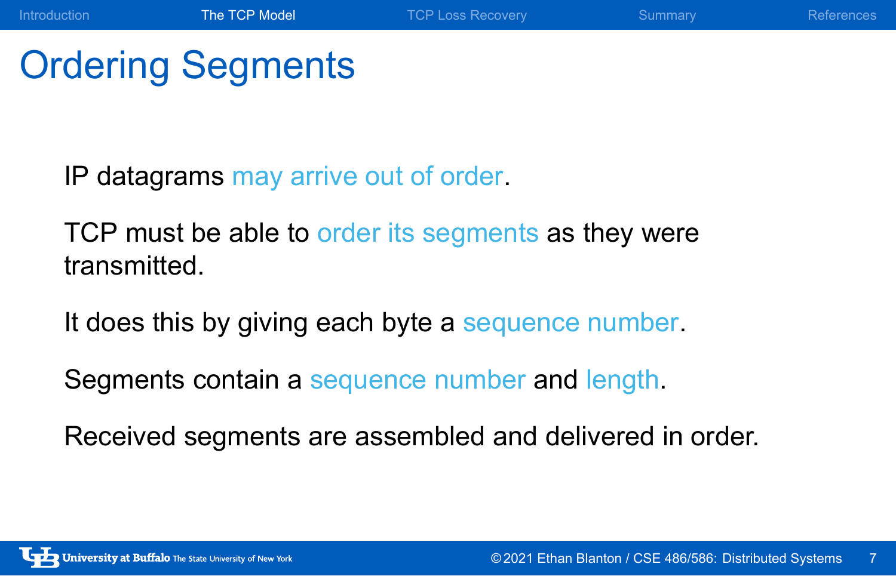# Ordering Segments

IP datagrams may arrive out of order.

TCP must be able to order its segments as they were transmitted.

It does this by giving each byte a sequence number.

Segments contain a sequence number and length.

Received segments are assembled and delivered in order.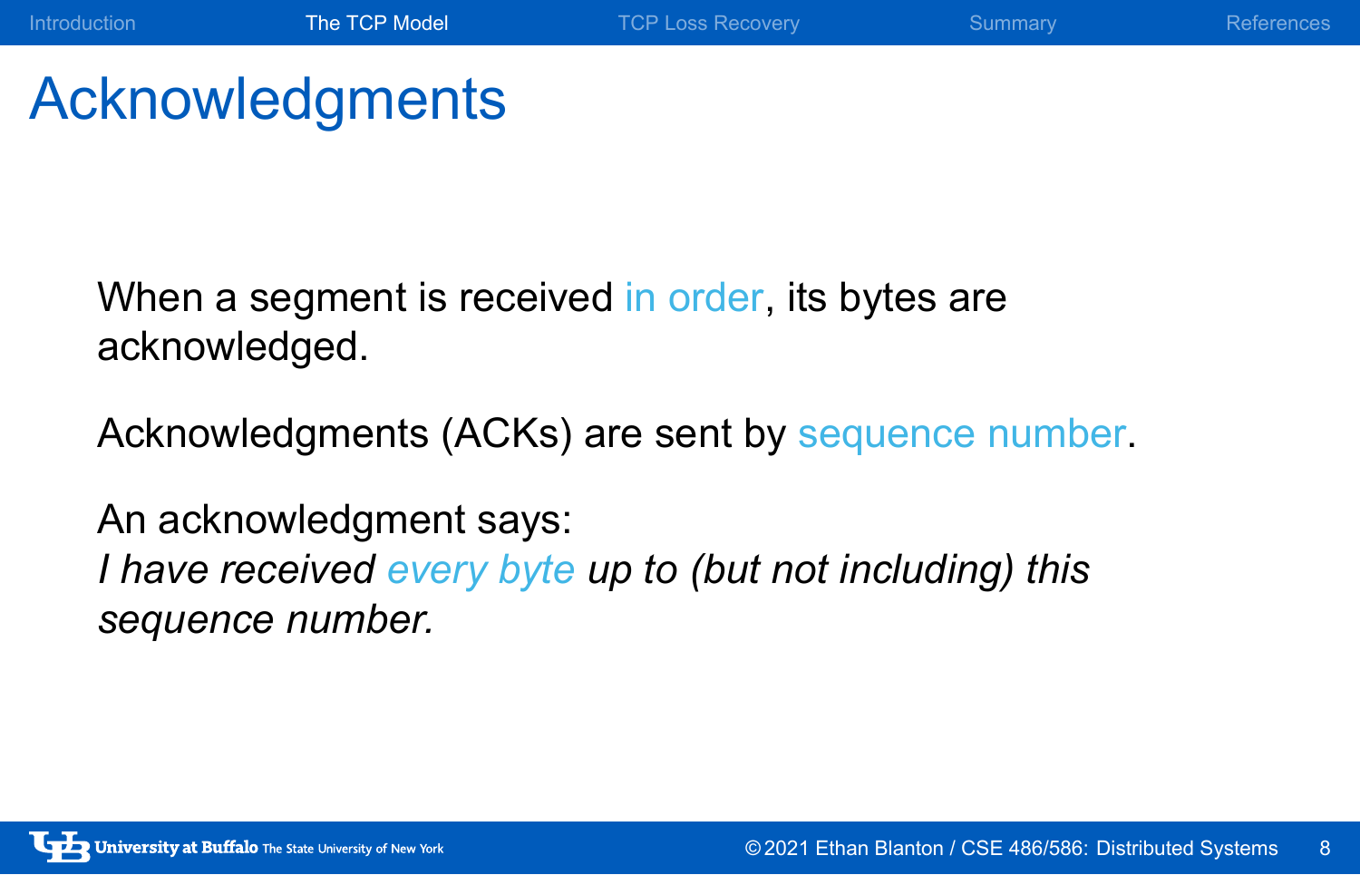# Acknowledgments

When a segment is received in order, its bytes are acknowledged.

Acknowledgments (ACKs) are sent by sequence number.

An acknowledgment says:
*I have received every byte up to (but not including) this sequence number.*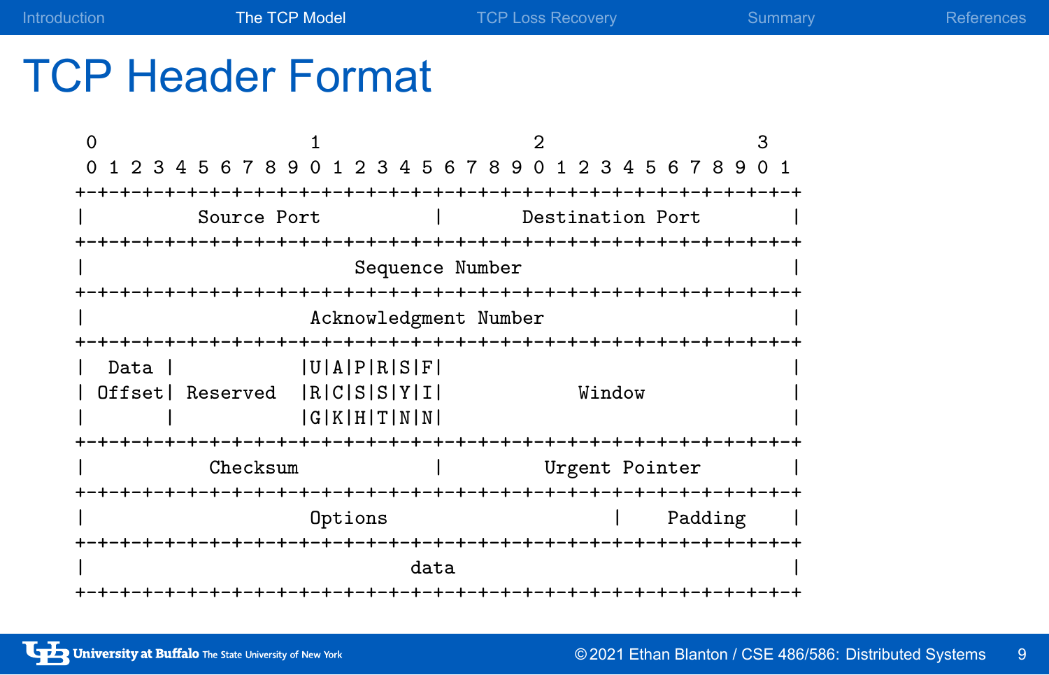# TCP Header Format

```
 0                   1                   2                   3
 0 1 2 3 4 5 6 7 8 9 0 1 2 3 4 5 6 7 8 9 0 1 2 3 4 5 6 7 8 9 0 1
+-+-+-+-+-+-+-+-+-+-+-+-+-+-+-+-+-+-+-+-+-+-+-+-+-+-+-+-+-+-+-+-+
|          Source Port          |       Destination Port        |
+-+-+-+-+-+-+-+-+-+-+-+-+-+-+-+-+-+-+-+-+-+-+-+-+-+-+-+-+-+-+-+-+
|                        Sequence Number                        |
+-+-+-+-+-+-+-+-+-+-+-+-+-+-+-+-+-+-+-+-+-+-+-+-+-+-+-+-+-+-+-+-+
|                    Acknowledgment Number                      |
+-+-+-+-+-+-+-+-+-+-+-+-+-+-+-+-+-+-+-+-+-+-+-+-+-+-+-+-+-+-+-+-+
|  Data |           |U|A|P|R|S|F|                               |
| Offset| Reserved  |R|C|S|S|Y|I|            Window             |
|       |           |G|K|H|T|N|N|                               |
+-+-+-+-+-+-+-+-+-+-+-+-+-+-+-+-+-+-+-+-+-+-+-+-+-+-+-+-+-+-+-+-+
|           Checksum            |         Urgent Pointer        |
+-+-+-+-+-+-+-+-+-+-+-+-+-+-+-+-+-+-+-+-+-+-+-+-+-+-+-+-+-+-+-+-+
|                    Options                    |    Padding    |
+-+-+-+-+-+-+-+-+-+-+-+-+-+-+-+-+-+-+-+-+-+-+-+-+-+-+-+-+-+-+-+-+
|                             data                              |
+-+-+-+-+-+-+-+-+-+-+-+-+-+-+-+-+-+-+-+-+-+-+-+-+-+-+-+-+-+-+-+-+
```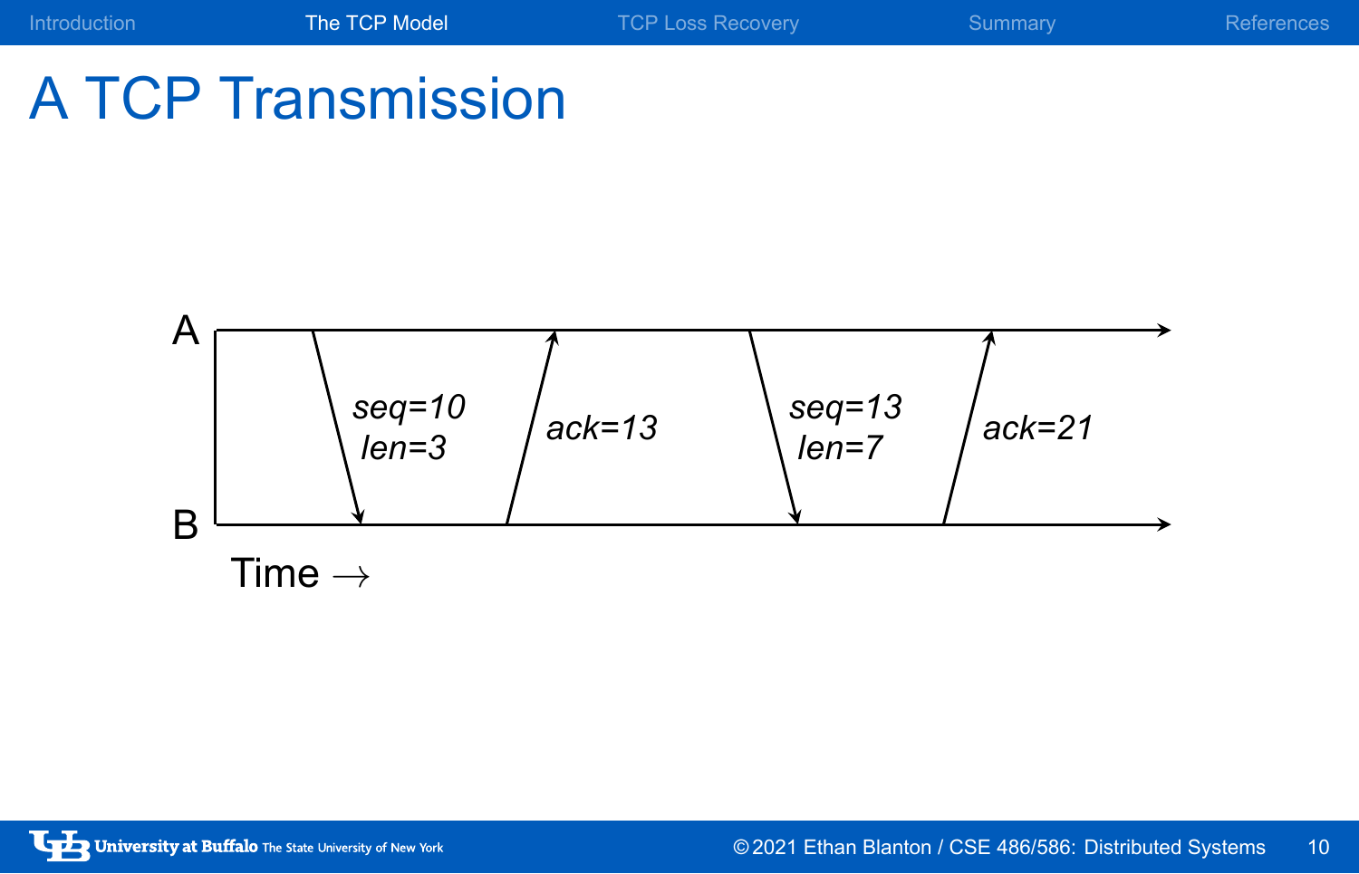# A TCP Transmission

A

B

*seq=10*
*len=3*

*ack=13*

*seq=13*
*len=7*

*ack=21*

Time →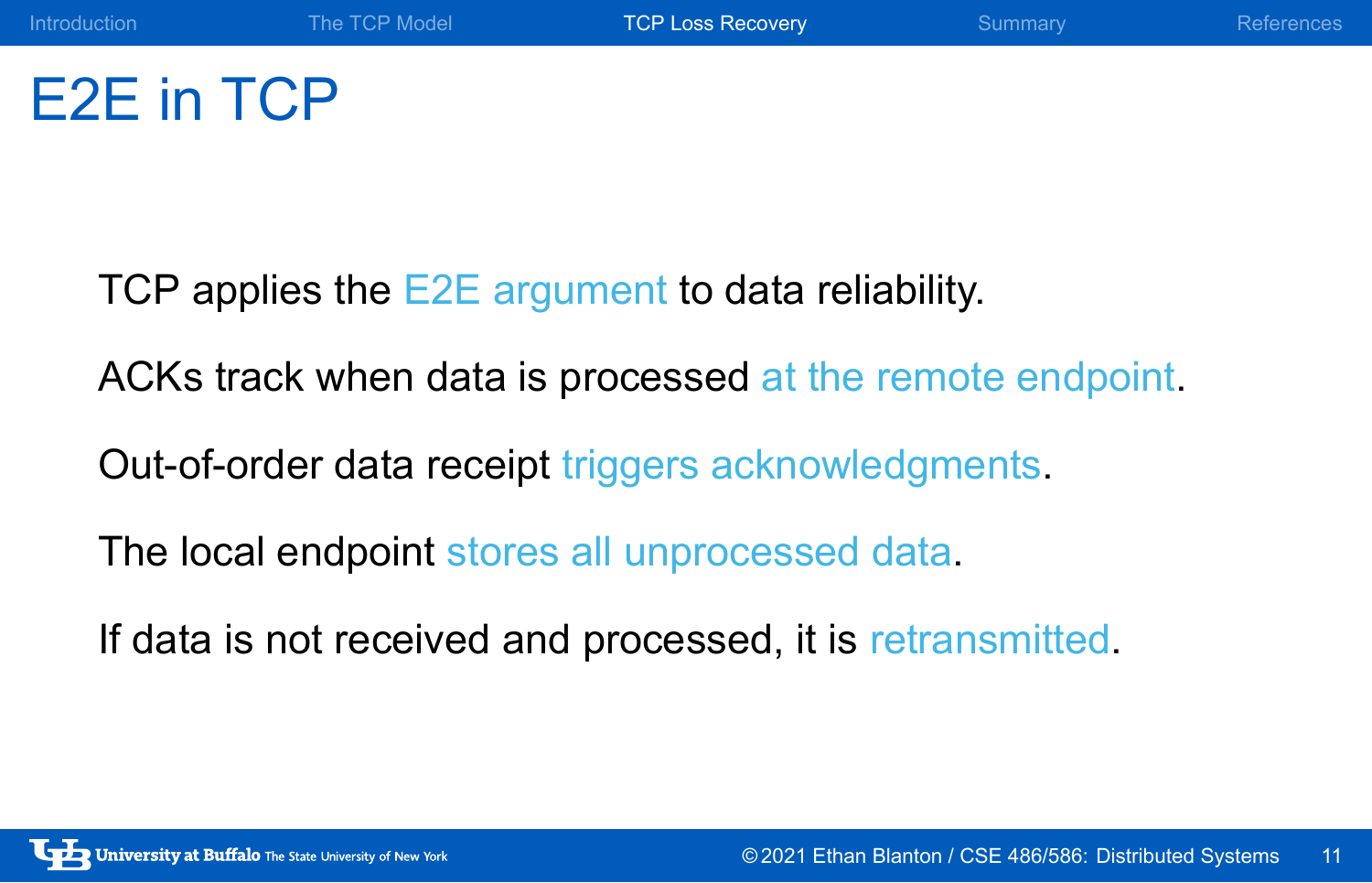# E2E in TCP

TCP applies the E2E argument to data reliability.

ACKs track when data is processed at the remote endpoint.

Out-of-order data receipt triggers acknowledgments.

The local endpoint stores all unprocessed data.

If data is not received and processed, it is retransmitted.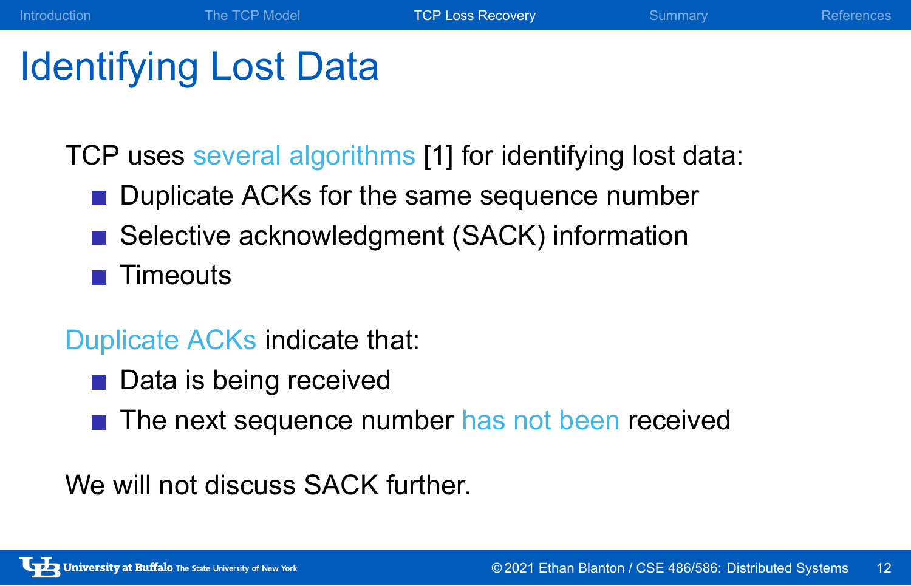# Identifying Lost Data

TCP uses several algorithms [1] for identifying lost data:

- Duplicate ACKs for the same sequence number
- Selective acknowledgment (SACK) information
- Timeouts

Duplicate ACKs indicate that:

- Data is being received
- The next sequence number has not been received

We will not discuss SACK further.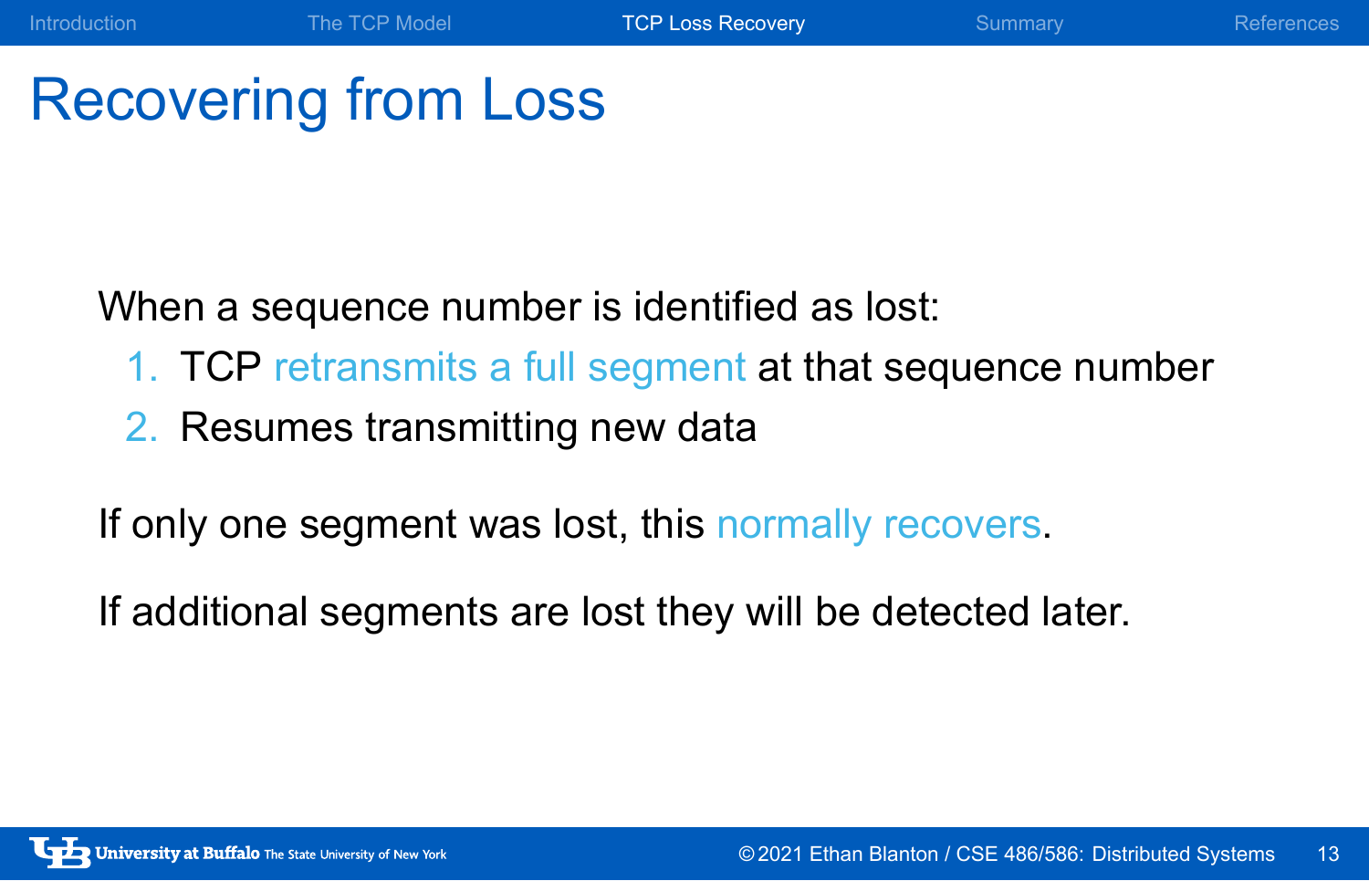# Recovering from Loss

When a sequence number is identified as lost:

1. TCP retransmits a full segment at that sequence number
2. Resumes transmitting new data

If only one segment was lost, this normally recovers.

If additional segments are lost they will be detected later.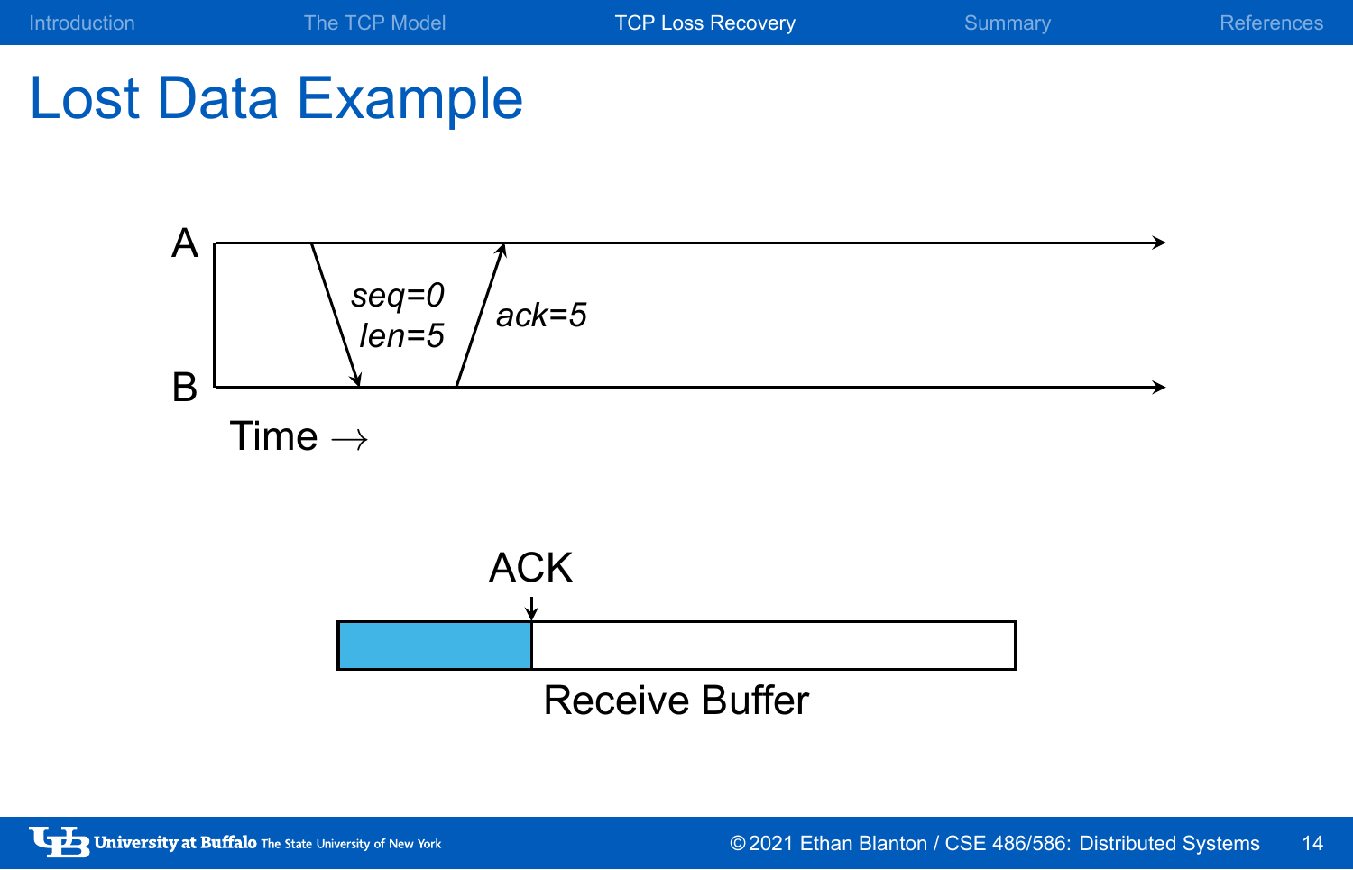# Lost Data Example

A

B

*seq=0*
*len=5*

*ack=5*

Time →

ACK

Receive Buffer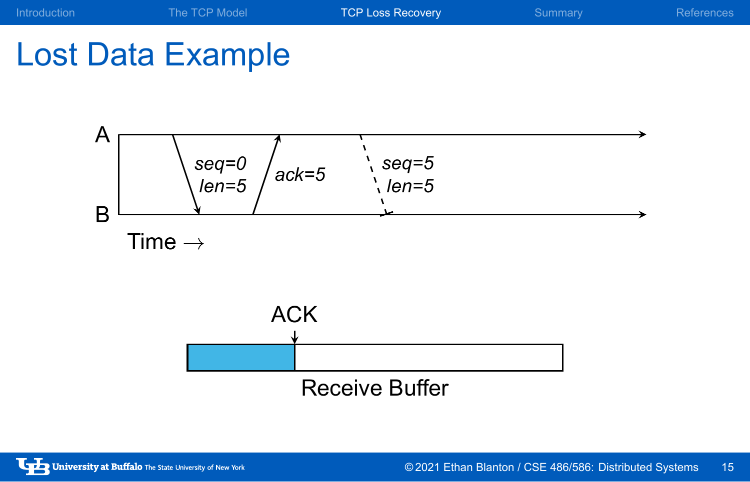# Lost Data Example

A

B

*seq=0*
*len=5*

*ack=5*

*seq=5*
*len=5*

Time →

ACK

Receive Buffer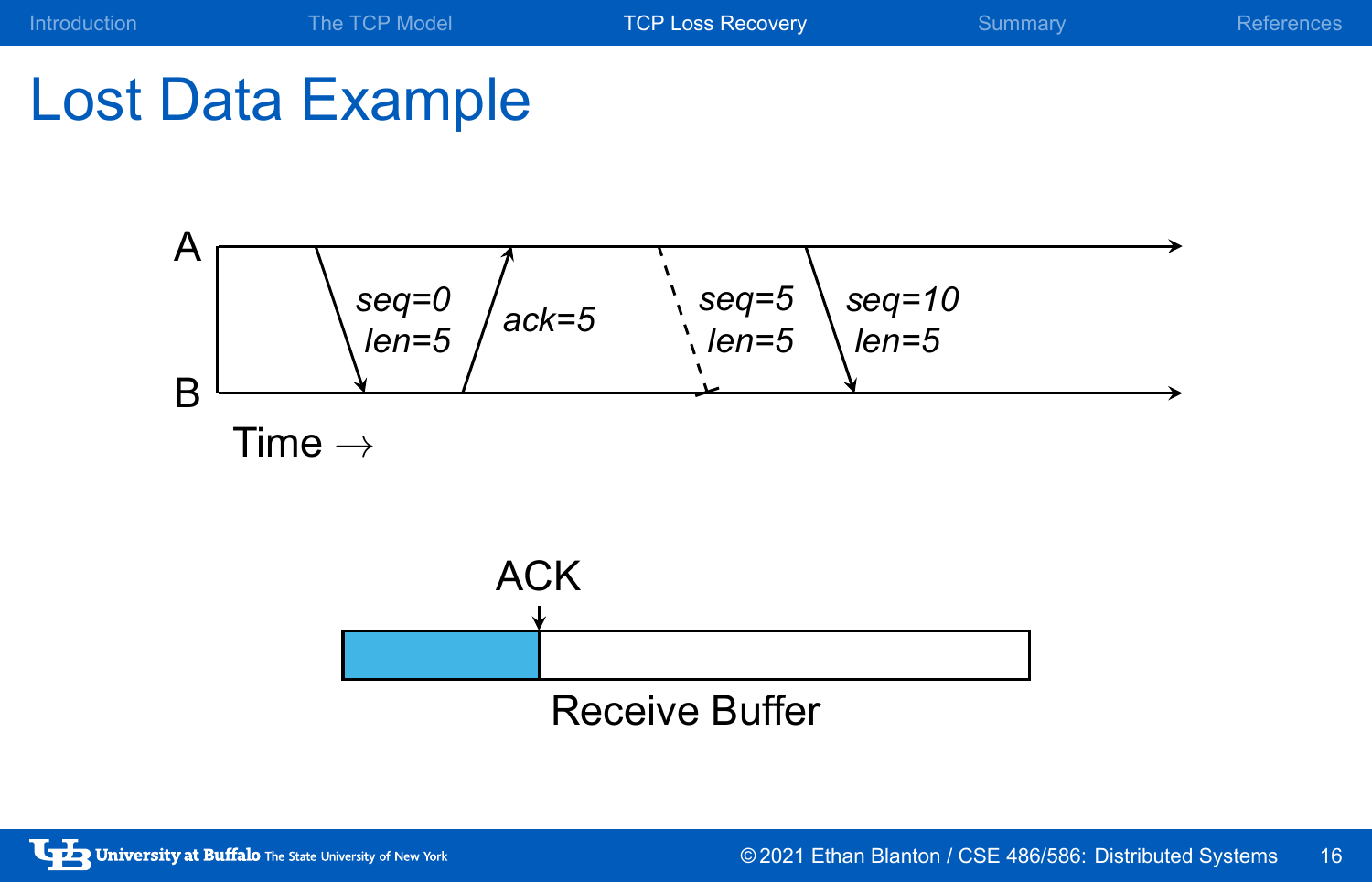# Lost Data Example

A

B

*seq=0*
*len=5*

*ack=5*

*seq=5*
*len=5*

*seq=10*
*len=5*

Time →

ACK

Receive Buffer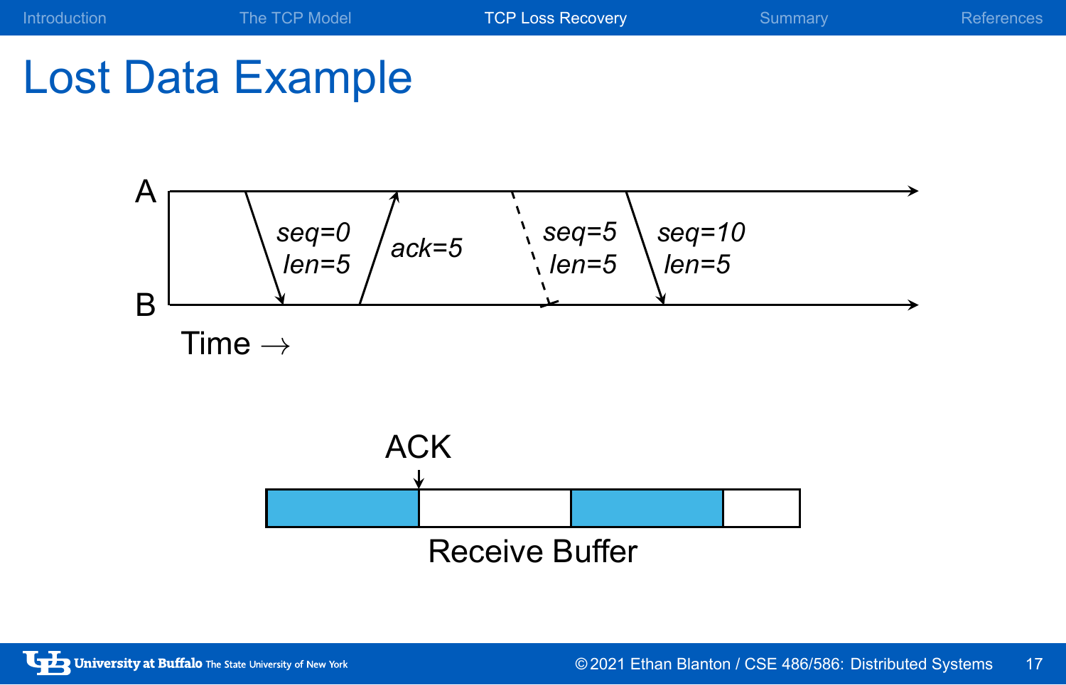# Lost Data Example

A

B

*seq=0*
*len=5*

*ack=5*

*seq=5*
*len=5*

*seq=10*
*len=5*

Time →

ACK

Receive Buffer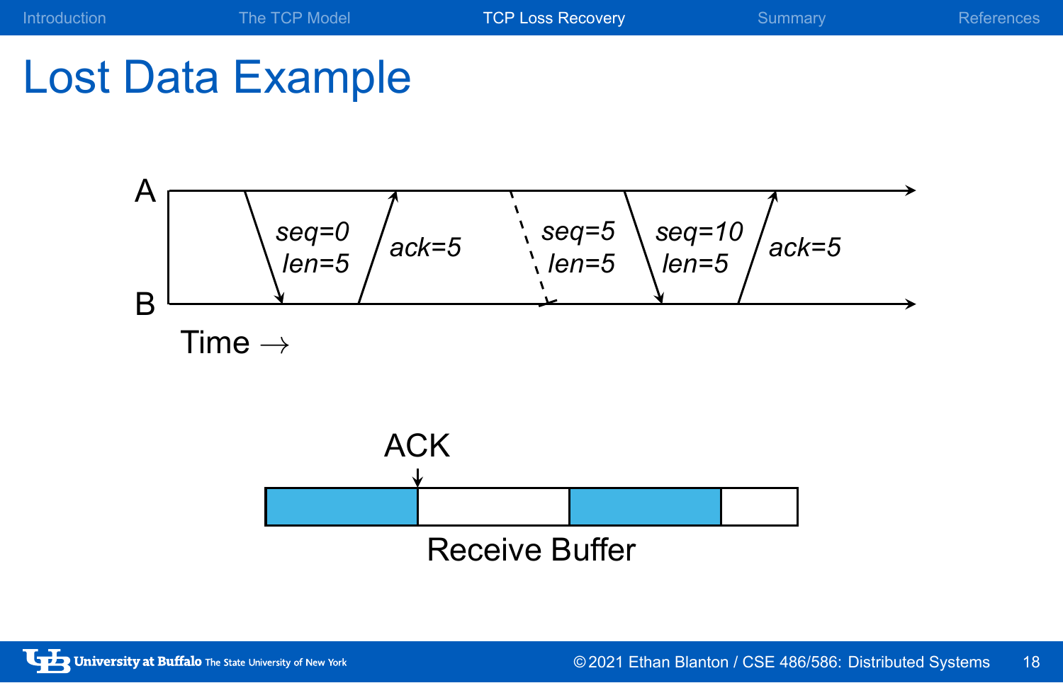# Lost Data Example

A

B

seq=0 len=5

ack=5

seq=5 len=5

seq=10 len=5

ack=5

Time →

ACK

Receive Buffer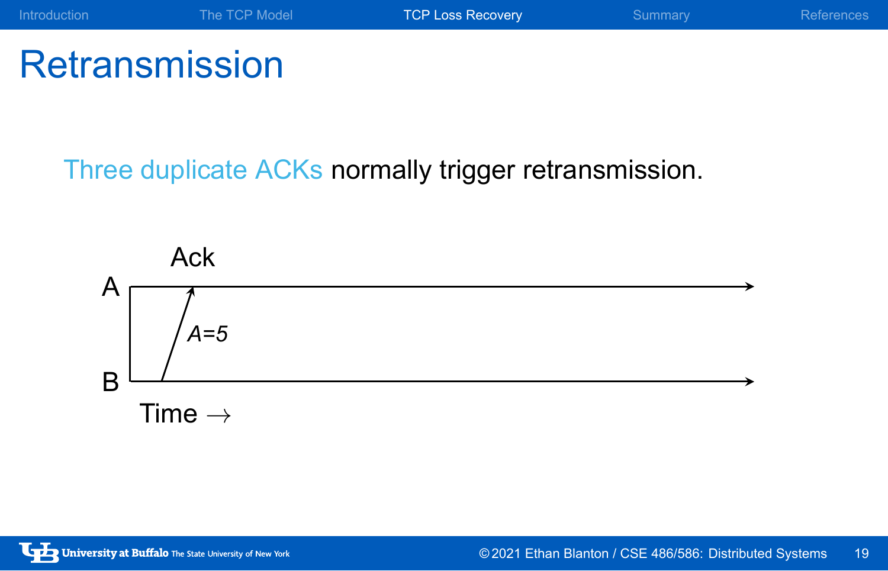# Retransmission

Three duplicate ACKs normally trigger retransmission.

Ack

A

$A$=5

B

Time $\rightarrow$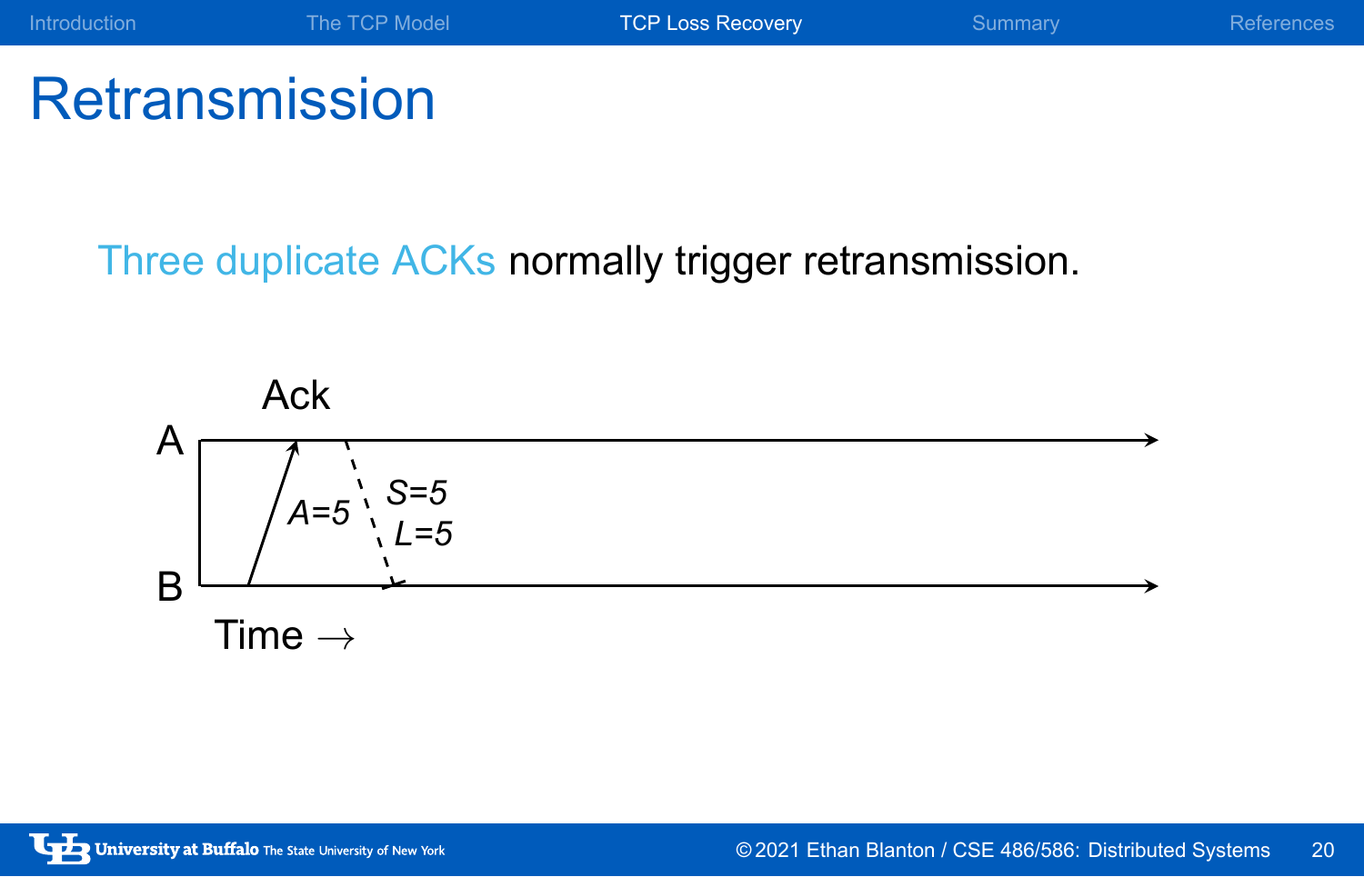# Retransmission

Three duplicate ACKs normally trigger retransmission.

Ack

A

B

$A$=5

$S$=5

$L$=5

Time →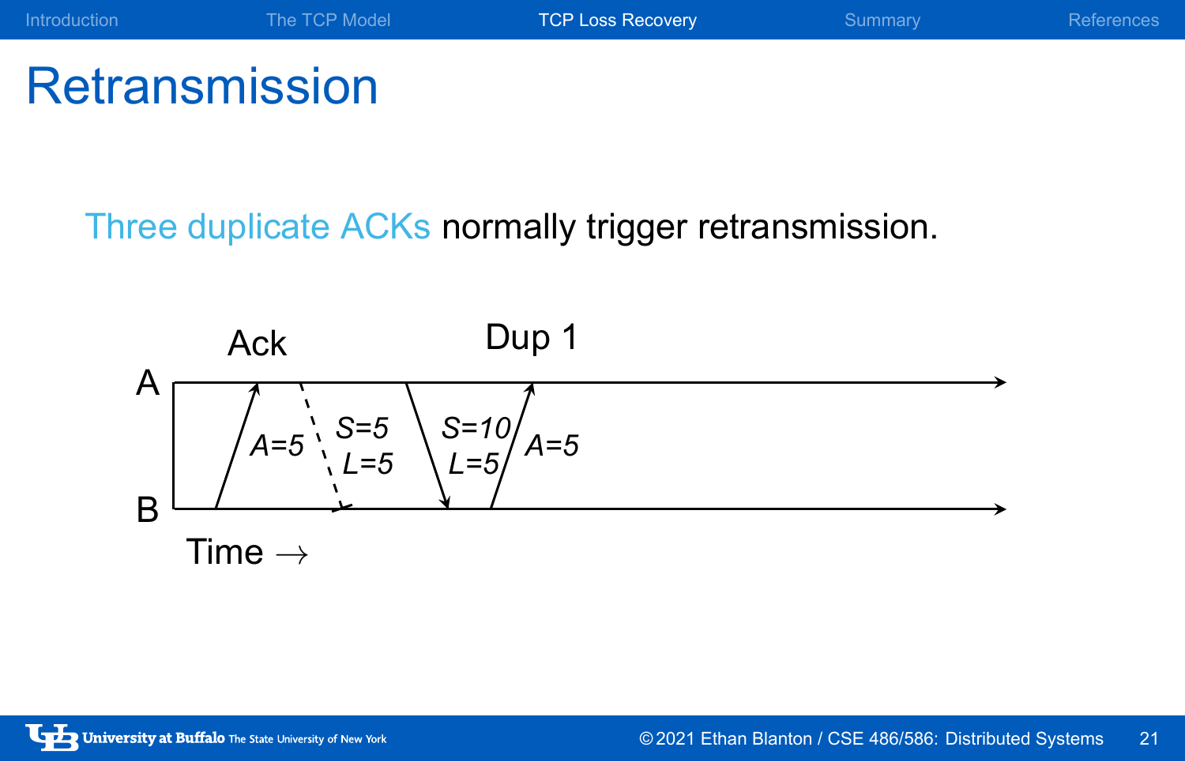# Retransmission

Three duplicate ACKs normally trigger retransmission.

Ack — Dup 1

A

B

$A=5$ — $S=5$, $L=5$ — $S=10$, $L=5$ — $A=5$

Time →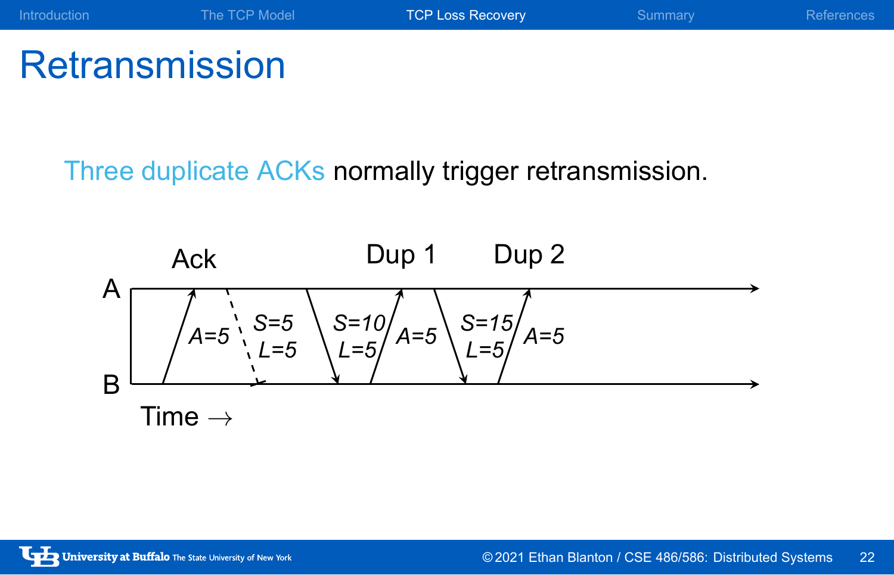# Retransmission

Three duplicate ACKs normally trigger retransmission.

Ack Dup 1 Dup 2

A

A=5 S=5 L=5 S=10 L=5 A=5 S=15 L=5 A=5

B

Time →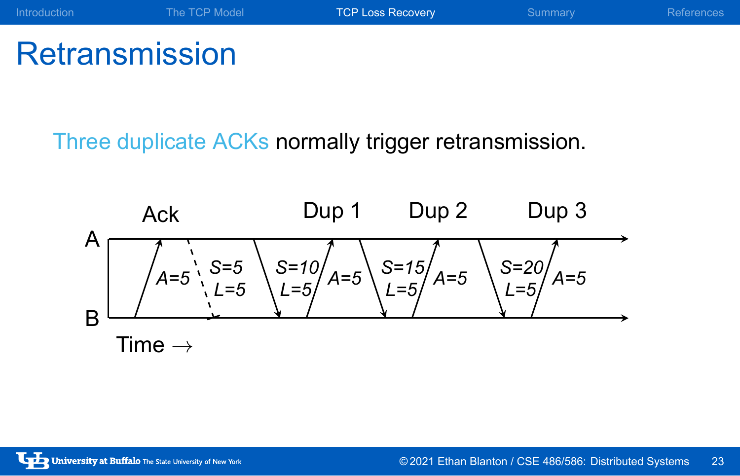# Retransmission

Three duplicate ACKs normally trigger retransmission.

| | Ack | | | Dup 1 | | Dup 2 | | Dup 3 |
|---|---|---|---|---|---|---|---|---|
| A | | | | | | | | |
| | A=5 | S=5 L=5 (lost) | S=10 L=5 | A=5 | S=15 L=5 | A=5 | S=20 L=5 | A=5 |
| B | | | | | | | | |

Time →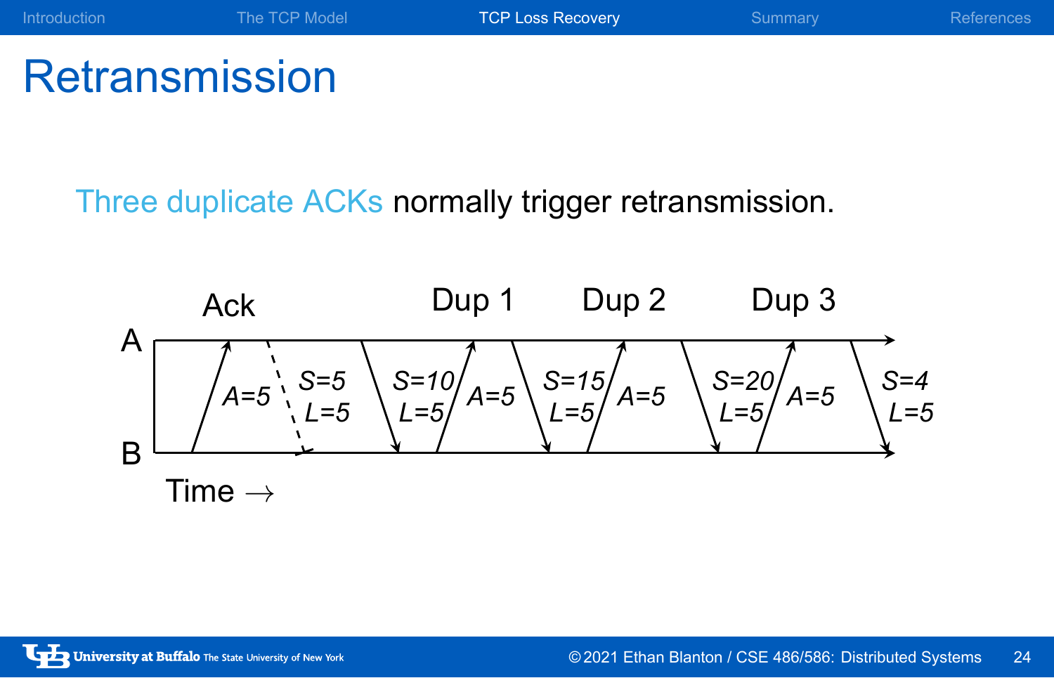# Retransmission

Three duplicate ACKs normally trigger retransmission.

Ack — Dup 1 — Dup 2 — Dup 3

A

B

A=5 | S=5 L=5 | S=10 L=5 | A=5 | S=15 L=5 | A=5 | S=20 L=5 | A=5 | S=4 L=5

Time →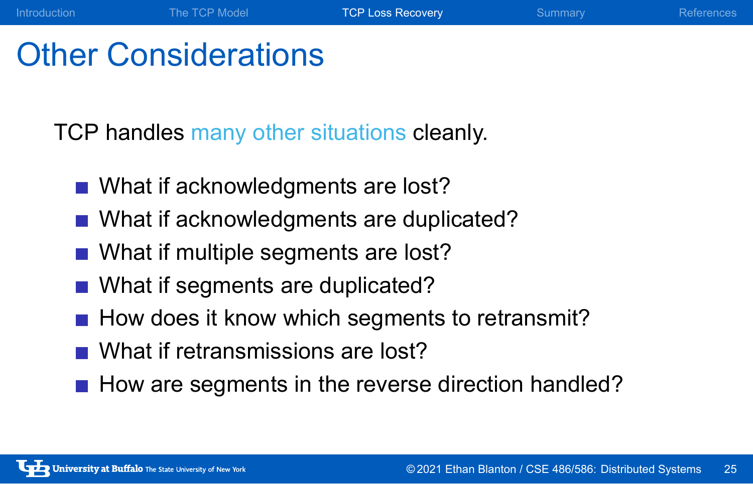# Other Considerations

TCP handles many other situations cleanly.

- What if acknowledgments are lost?
- What if acknowledgments are duplicated?
- What if multiple segments are lost?
- What if segments are duplicated?
- How does it know which segments to retransmit?
- What if retransmissions are lost?
- How are segments in the reverse direction handled?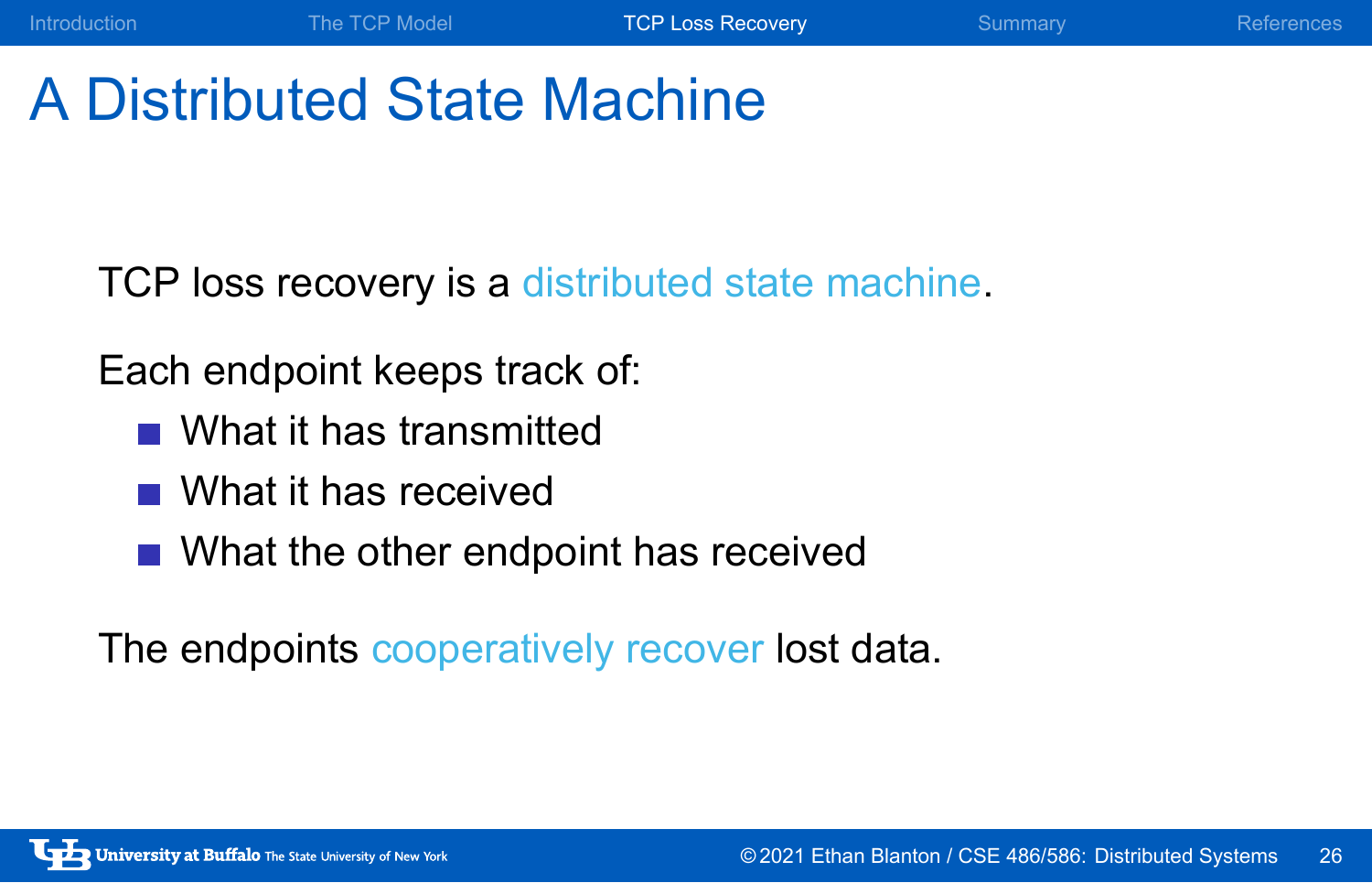# A Distributed State Machine

TCP loss recovery is a distributed state machine.

Each endpoint keeps track of:

- What it has transmitted
- What it has received
- What the other endpoint has received

The endpoints cooperatively recover lost data.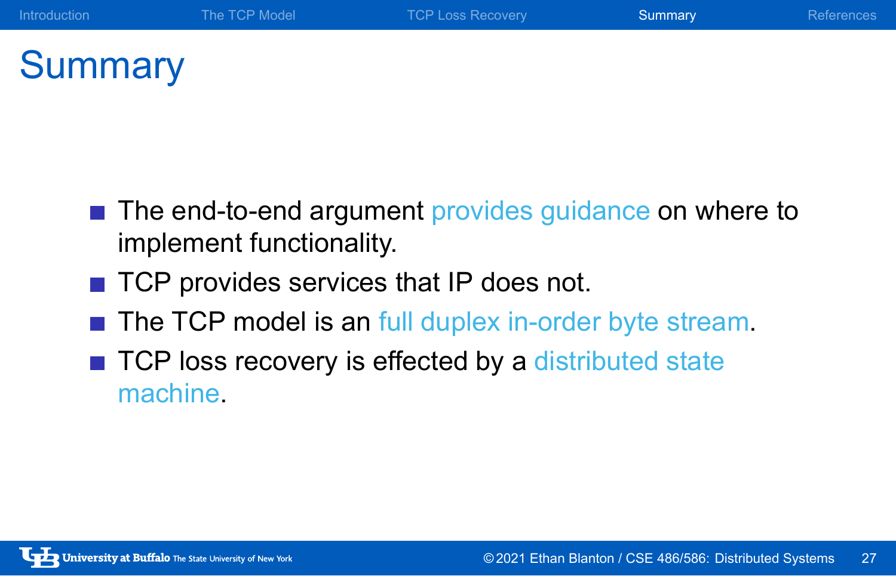# Summary

- The end-to-end argument provides guidance on where to implement functionality.
- TCP provides services that IP does not.
- The TCP model is an full duplex in-order byte stream.
- TCP loss recovery is effected by a distributed state machine.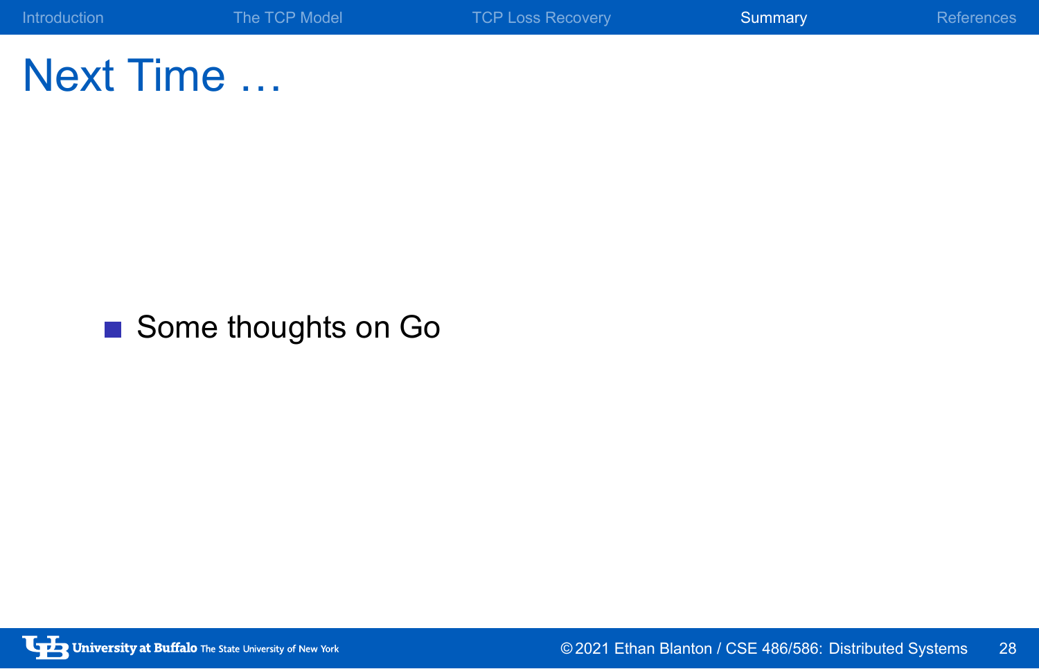# Next Time …

- Some thoughts on Go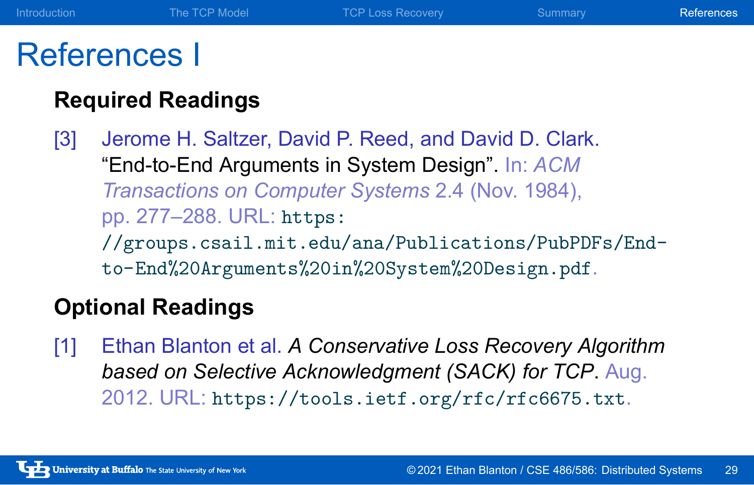# References I

## Required Readings

[3] Jerome H. Saltzer, David P. Reed, and David D. Clark. "End-to-End Arguments in System Design". In: *ACM Transactions on Computer Systems* 2.4 (Nov. 1984), pp. 277–288. URL: https://groups.csail.mit.edu/ana/Publications/PubPDFs/End-to-End%20Arguments%20in%20System%20Design.pdf.

## Optional Readings

[1] Ethan Blanton et al. *A Conservative Loss Recovery Algorithm based on Selective Acknowledgment (SACK) for TCP*. Aug. 2012. URL: https://tools.ietf.org/rfc/rfc6675.txt.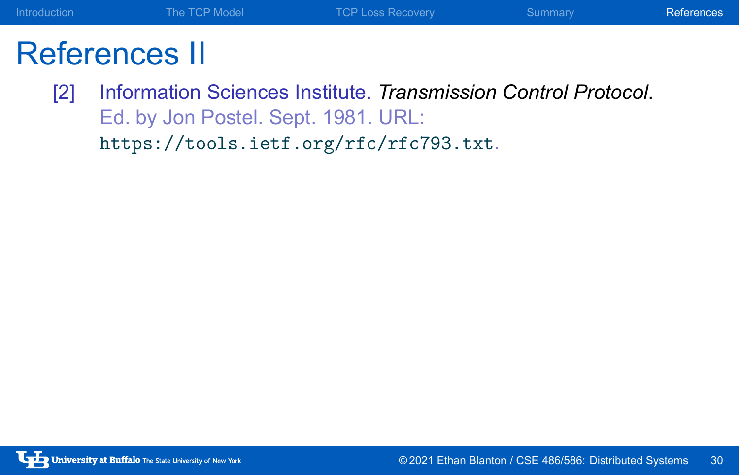# References II

[2] Information Sciences Institute. *Transmission Control Protocol*. Ed. by Jon Postel. Sept. 1981. URL: `https://tools.ietf.org/rfc/rfc793.txt`.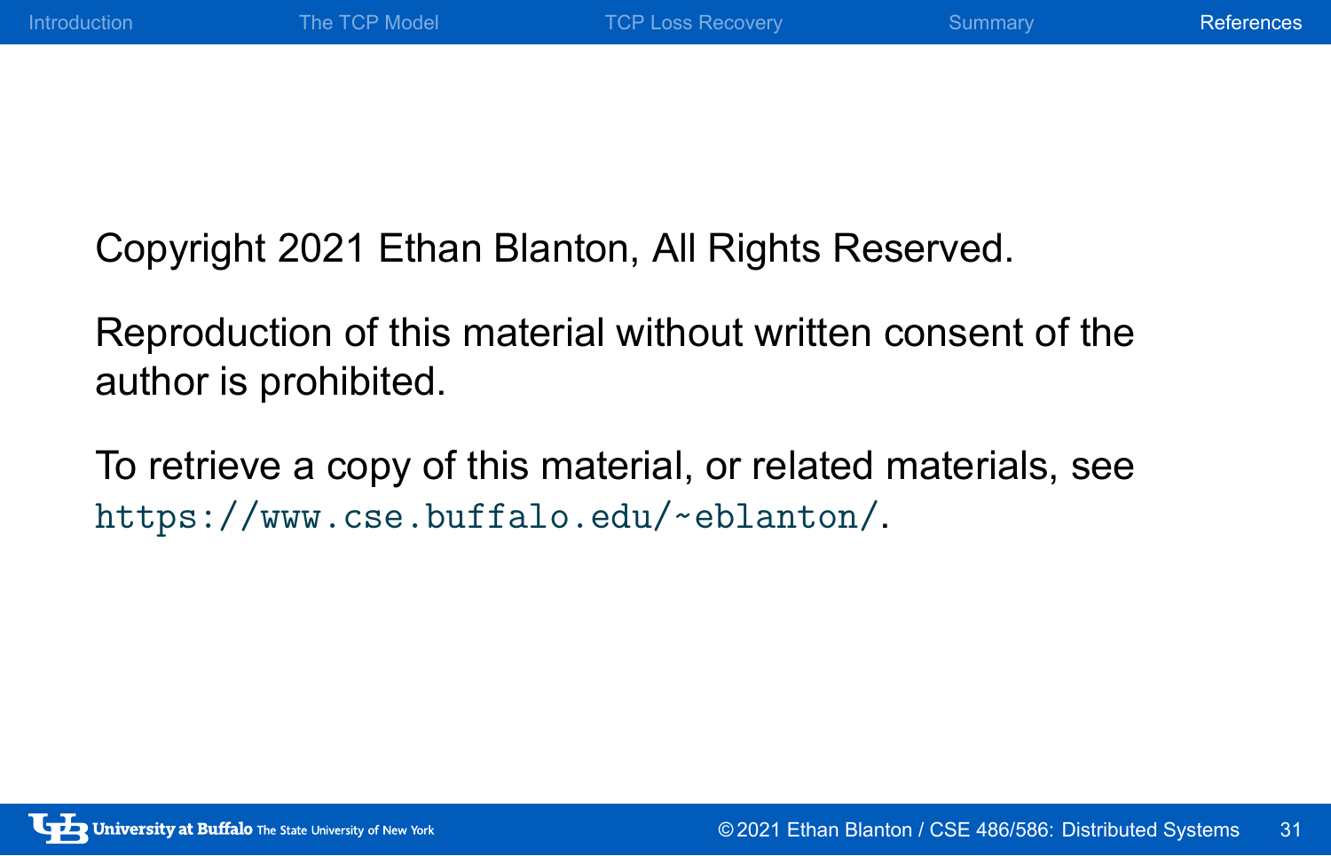Copyright 2021 Ethan Blanton, All Rights Reserved.

Reproduction of this material without written consent of the author is prohibited.

To retrieve a copy of this material, or related materials, see https://www.cse.buffalo.edu/~eblanton/.